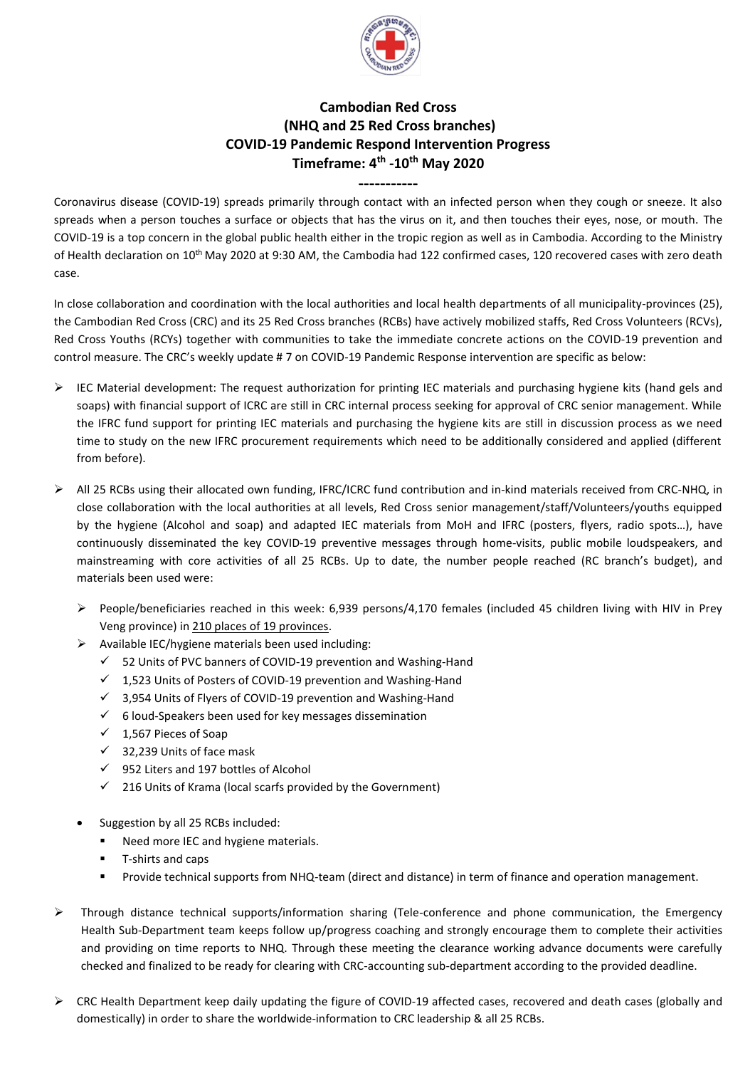# Cambodian Red Cross
## (NHQ and 25 Red Cross branches)
## COVID-19 Pandemic Respond Intervention Progress
## Timeframe: 4th -10th May 2020

-----------

Coronavirus disease (COVID-19) spreads primarily through contact with an infected person when they cough or sneeze. It also spreads when a person touches a surface or objects that has the virus on it, and then touches their eyes, nose, or mouth. The COVID-19 is a top concern in the global public health either in the tropic region as well as in Cambodia. According to the Ministry of Health declaration on 10th May 2020 at 9:30 AM, the Cambodia had 122 confirmed cases, 120 recovered cases with zero death case.

In close collaboration and coordination with the local authorities and local health departments of all municipality-provinces (25), the Cambodian Red Cross (CRC) and its 25 Red Cross branches (RCBs) have actively mobilized staffs, Red Cross Volunteers (RCVs), Red Cross Youths (RCYs) together with communities to take the immediate concrete actions on the COVID-19 prevention and control measure. The CRC's weekly update # 7 on COVID-19 Pandemic Response intervention are specific as below:

- IEC Material development: The request authorization for printing IEC materials and purchasing hygiene kits (hand gels and soaps) with financial support of ICRC are still in CRC internal process seeking for approval of CRC senior management. While the IFRC fund support for printing IEC materials and purchasing the hygiene kits are still in discussion process as we need time to study on the new IFRC procurement requirements which need to be additionally considered and applied (different from before).

- All 25 RCBs using their allocated own funding, IFRC/ICRC fund contribution and in-kind materials received from CRC-NHQ, in close collaboration with the local authorities at all levels, Red Cross senior management/staff/Volunteers/youths equipped by the hygiene (Alcohol and soap) and adapted IEC materials from MoH and IFRC (posters, flyers, radio spots…), have continuously disseminated the key COVID-19 preventive messages through home-visits, public mobile loudspeakers, and mainstreaming with core activities of all 25 RCBs. Up to date, the number people reached (RC branch's budget), and materials been used were:
  - People/beneficiaries reached in this week: 6,939 persons/4,170 females (included 45 children living with HIV in Prey Veng province) in 210 places of 19 provinces.
  - Available IEC/hygiene materials been used including:
    - ✓ 52 Units of PVC banners of COVID-19 prevention and Washing-Hand
    - ✓ 1,523 Units of Posters of COVID-19 prevention and Washing-Hand
    - ✓ 3,954 Units of Flyers of COVID-19 prevention and Washing-Hand
    - ✓ 6 loud-Speakers been used for key messages dissemination
    - ✓ 1,567 Pieces of Soap
    - ✓ 32,239 Units of face mask
    - ✓ 952 Liters and 197 bottles of Alcohol
    - ✓ 216 Units of Krama (local scarfs provided by the Government)
  - Suggestion by all 25 RCBs included:
    - Need more IEC and hygiene materials.
    - T-shirts and caps
    - Provide technical supports from NHQ-team (direct and distance) in term of finance and operation management.

- Through distance technical supports/information sharing (Tele-conference and phone communication, the Emergency Health Sub-Department team keeps follow up/progress coaching and strongly encourage them to complete their activities and providing on time reports to NHQ. Through these meeting the clearance working advance documents were carefully checked and finalized to be ready for clearing with CRC-accounting sub-department according to the provided deadline.

- CRC Health Department keep daily updating the figure of COVID-19 affected cases, recovered and death cases (globally and domestically) in order to share the worldwide-information to CRC leadership & all 25 RCBs.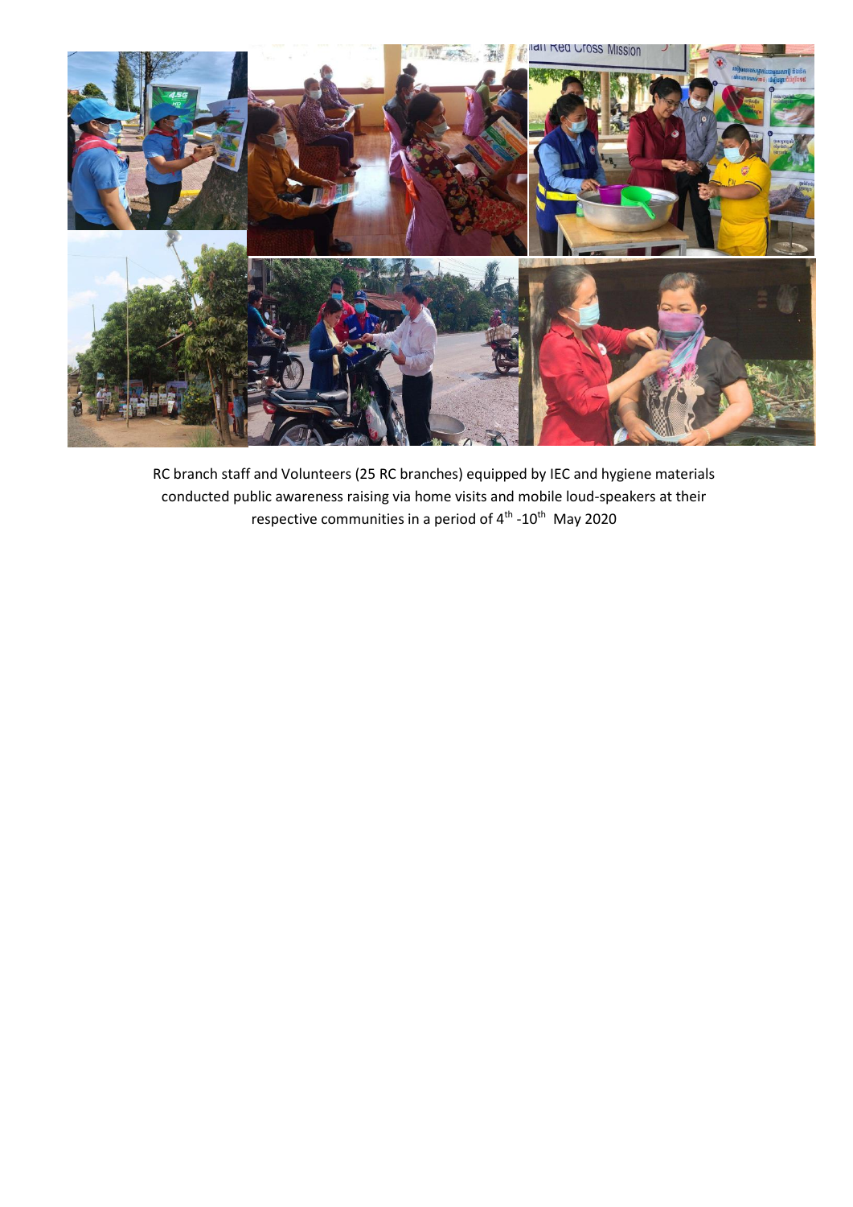RC branch staff and Volunteers (25 RC branches) equipped by IEC and hygiene materials conducted public awareness raising via home visits and mobile loud-speakers at their respective communities in a period of 4th -10th May 2020